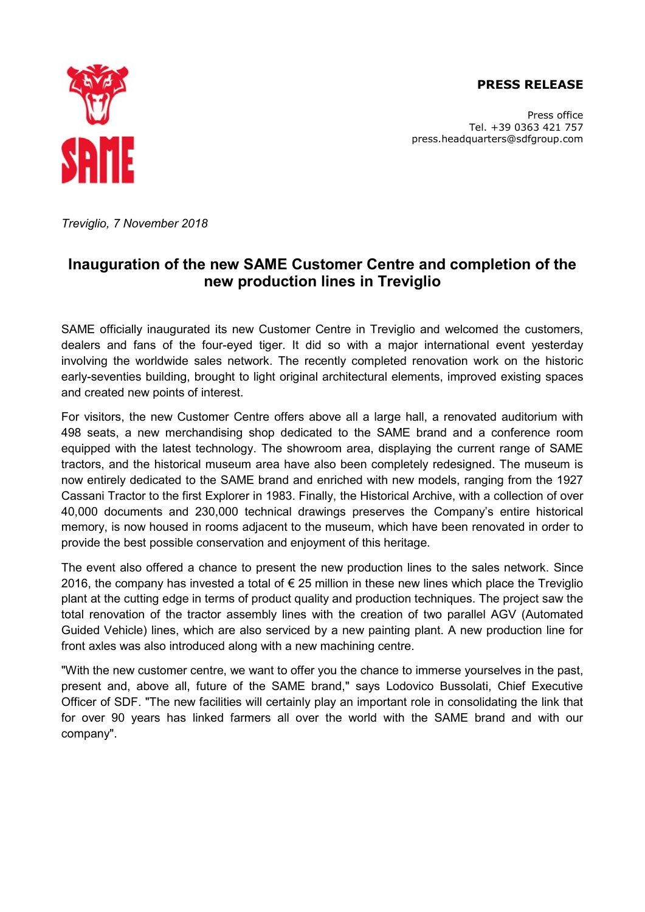**PRESS RELEASE**

Press office
Tel. +39 0363 421 757
press.headquarters@sdfgroup.com

*Treviglio, 7 November 2018*

# Inauguration of the new SAME Customer Centre and completion of the new production lines in Treviglio

SAME officially inaugurated its new Customer Centre in Treviglio and welcomed the customers, dealers and fans of the four-eyed tiger. It did so with a major international event yesterday involving the worldwide sales network. The recently completed renovation work on the historic early-seventies building, brought to light original architectural elements, improved existing spaces and created new points of interest.

For visitors, the new Customer Centre offers above all a large hall, a renovated auditorium with 498 seats, a new merchandising shop dedicated to the SAME brand and a conference room equipped with the latest technology. The showroom area, displaying the current range of SAME tractors, and the historical museum area have also been completely redesigned. The museum is now entirely dedicated to the SAME brand and enriched with new models, ranging from the 1927 Cassani Tractor to the first Explorer in 1983. Finally, the Historical Archive, with a collection of over 40,000 documents and 230,000 technical drawings preserves the Company's entire historical memory, is now housed in rooms adjacent to the museum, which have been renovated in order to provide the best possible conservation and enjoyment of this heritage.

The event also offered a chance to present the new production lines to the sales network. Since 2016, the company has invested a total of € 25 million in these new lines which place the Treviglio plant at the cutting edge in terms of product quality and production techniques. The project saw the total renovation of the tractor assembly lines with the creation of two parallel AGV (Automated Guided Vehicle) lines, which are also serviced by a new painting plant. A new production line for front axles was also introduced along with a new machining centre.

"With the new customer centre, we want to offer you the chance to immerse yourselves in the past, present and, above all, future of the SAME brand," says Lodovico Bussolati, Chief Executive Officer of SDF. "The new facilities will certainly play an important role in consolidating the link that for over 90 years has linked farmers all over the world with the SAME brand and with our company".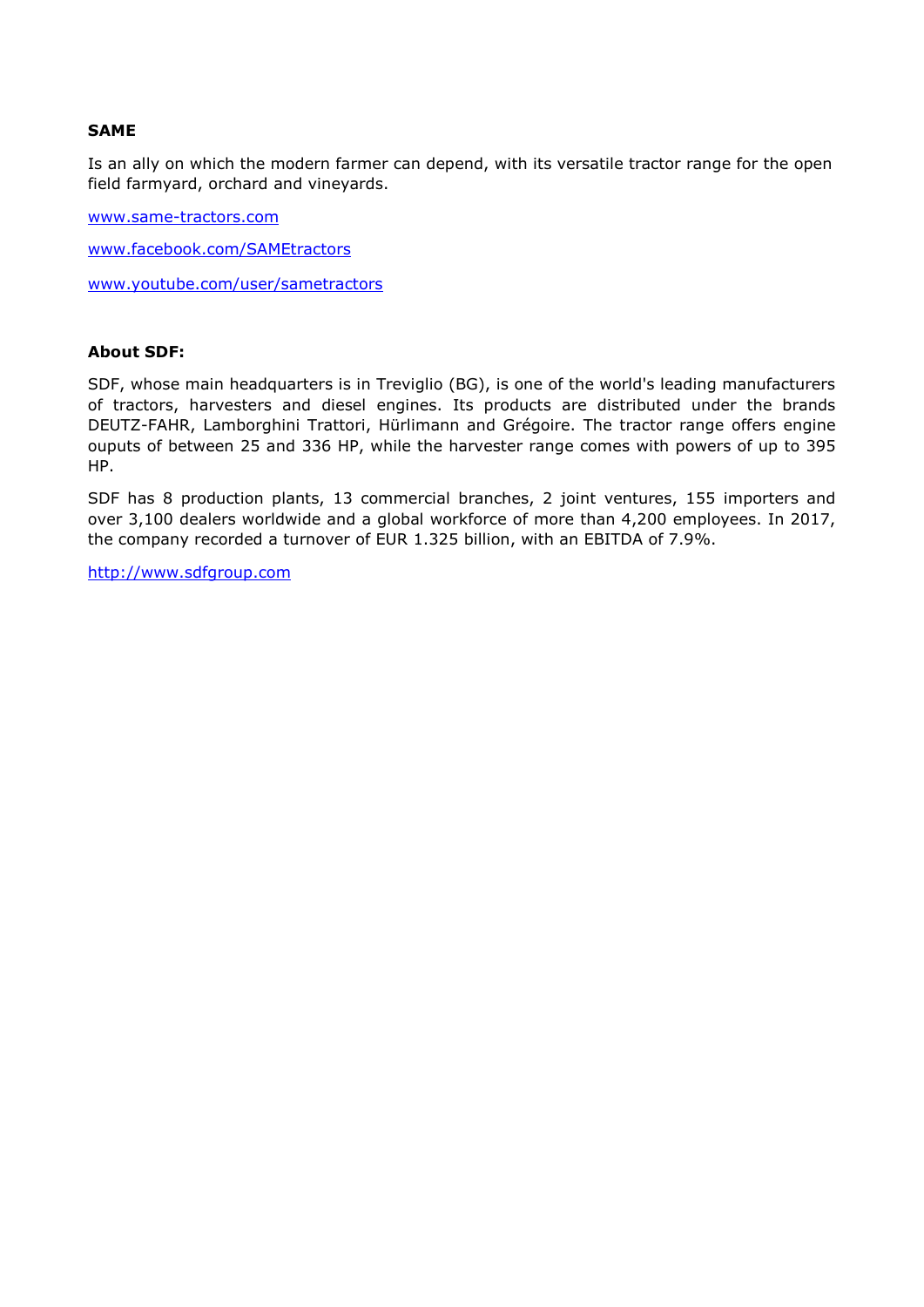**SAME**

Is an ally on which the modern farmer can depend, with its versatile tractor range for the open field farmyard, orchard and vineyards.

www.same-tractors.com

www.facebook.com/SAMEtractors

www.youtube.com/user/sametractors

**About SDF:**

SDF, whose main headquarters is in Treviglio (BG), is one of the world's leading manufacturers of tractors, harvesters and diesel engines. Its products are distributed under the brands DEUTZ-FAHR, Lamborghini Trattori, Hürlimann and Grégoire. The tractor range offers engine ouputs of between 25 and 336 HP, while the harvester range comes with powers of up to 395 HP.

SDF has 8 production plants, 13 commercial branches, 2 joint ventures, 155 importers and over 3,100 dealers worldwide and a global workforce of more than 4,200 employees. In 2017, the company recorded a turnover of EUR 1.325 billion, with an EBITDA of 7.9%.

http://www.sdfgroup.com